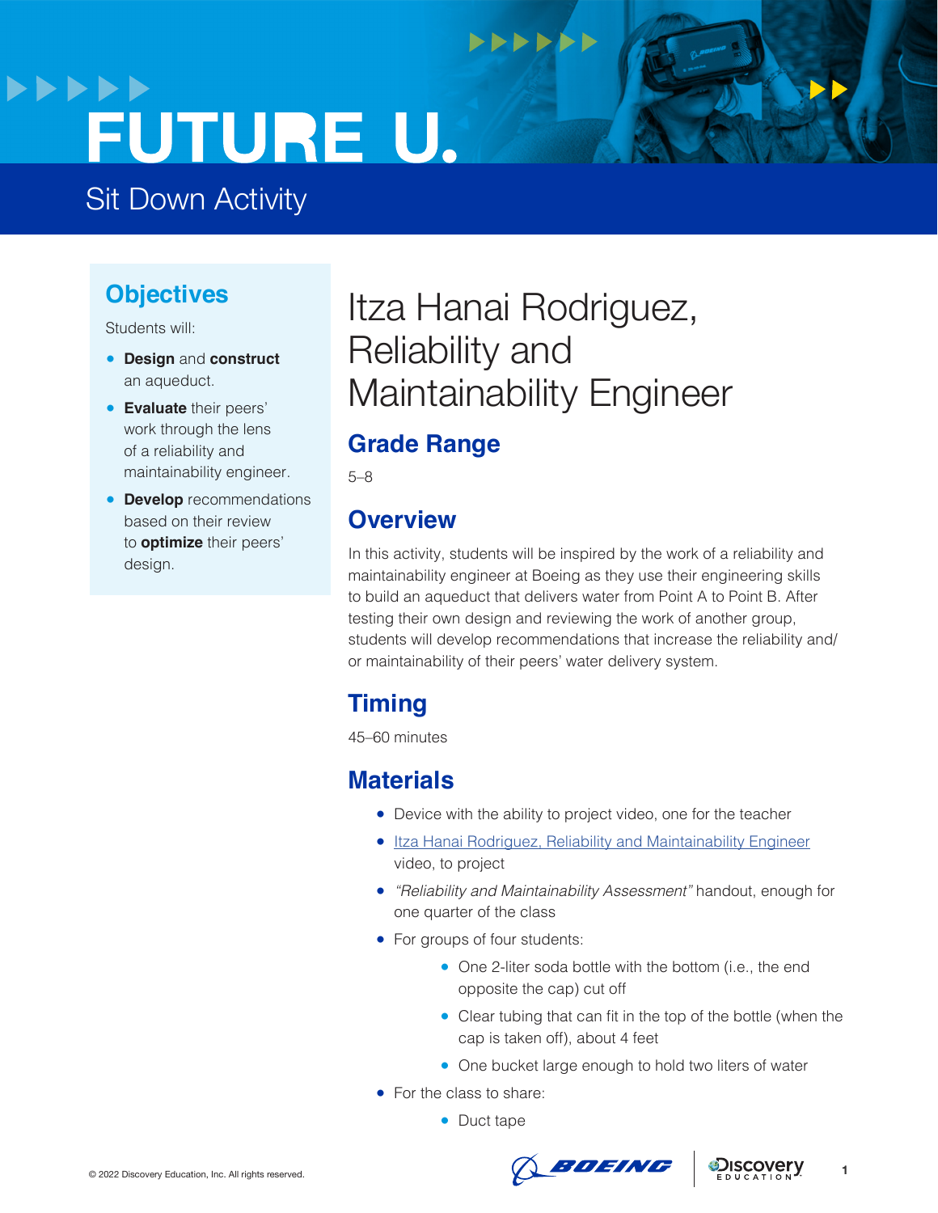# FUTURE U.

Sit Down Activity

## Objectives

Students will:

- **Design** and **construct** an aqueduct.
- **Evaluate** their peers' work through the lens of a reliability and maintainability engineer.
- **Develop** recommendations based on their review to **optimize** their peers' design.

# Itza Hanai Rodriguez, Reliability and Maintainability Engineer

## Grade Range

5–8

## Overview

In this activity, students will be inspired by the work of a reliability and maintainability engineer at Boeing as they use their engineering skills to build an aqueduct that delivers water from Point A to Point B. After testing their own design and reviewing the work of another group, students will develop recommendations that increase the reliability and/or maintainability of their peers' water delivery system.

## Timing

45–60 minutes

## Materials

- Device with the ability to project video, one for the teacher
- Itza Hanai Rodriguez, Reliability and Maintainability Engineer video, to project
- *"Reliability and Maintainability Assessment"* handout, enough for one quarter of the class
- For groups of four students:
  - One 2-liter soda bottle with the bottom (i.e., the end opposite the cap) cut off
  - Clear tubing that can fit in the top of the bottle (when the cap is taken off), about 4 feet
  - One bucket large enough to hold two liters of water
- For the class to share:
  - Duct tape

© 2022 Discovery Education, Inc. All rights reserved.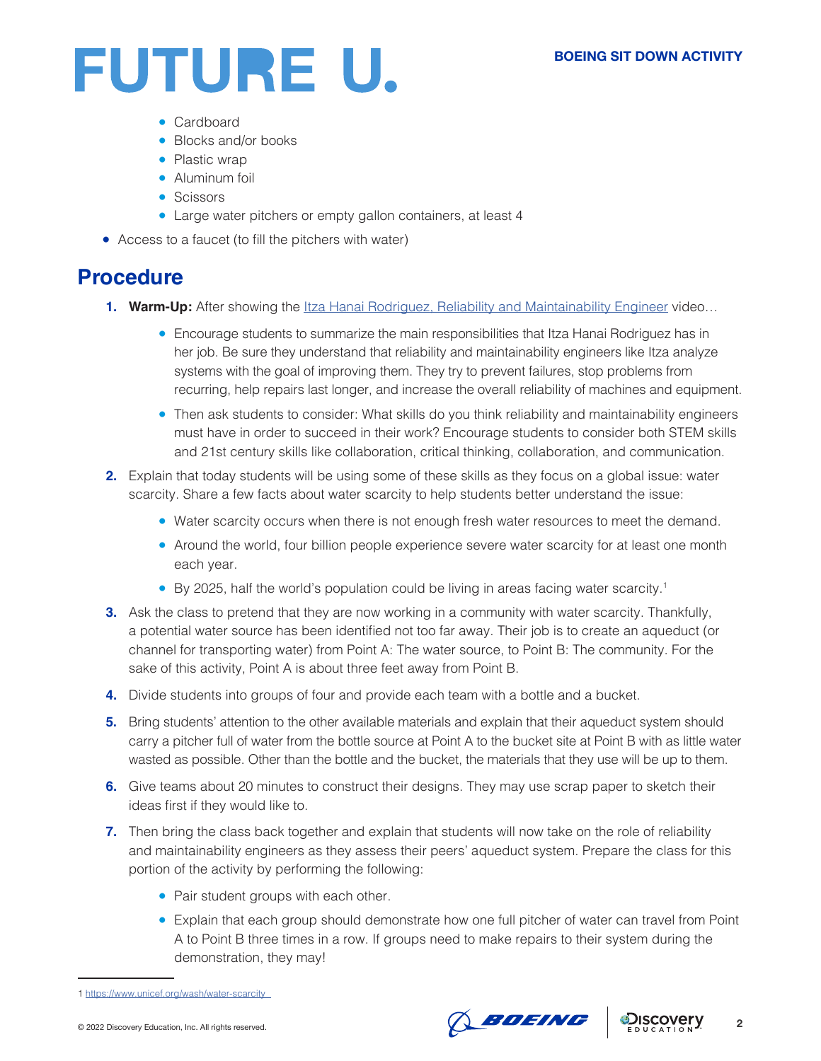- Cardboard
    - Blocks and/or books
    - Plastic wrap
    - Aluminum foil
    - Scissors
    - Large water pitchers or empty gallon containers, at least 4
- Access to a faucet (to fill the pitchers with water)

## Procedure

1. **Warm-Up:** After showing the [Itza Hanai Rodriguez, Reliability and Maintainability Engineer]() video…
    - Encourage students to summarize the main responsibilities that Itza Hanai Rodriguez has in her job. Be sure they understand that reliability and maintainability engineers like Itza analyze systems with the goal of improving them. They try to prevent failures, stop problems from recurring, help repairs last longer, and increase the overall reliability of machines and equipment.
    - Then ask students to consider: What skills do you think reliability and maintainability engineers must have in order to succeed in their work? Encourage students to consider both STEM skills and 21st century skills like collaboration, critical thinking, collaboration, and communication.
2. Explain that today students will be using some of these skills as they focus on a global issue: water scarcity. Share a few facts about water scarcity to help students better understand the issue:
    - Water scarcity occurs when there is not enough fresh water resources to meet the demand.
    - Around the world, four billion people experience severe water scarcity for at least one month each year.
    - By 2025, half the world's population could be living in areas facing water scarcity.[1]
3. Ask the class to pretend that they are now working in a community with water scarcity. Thankfully, a potential water source has been identified not too far away. Their job is to create an aqueduct (or channel for transporting water) from Point A: The water source, to Point B: The community. For the sake of this activity, Point A is about three feet away from Point B.
4. Divide students into groups of four and provide each team with a bottle and a bucket.
5. Bring students' attention to the other available materials and explain that their aqueduct system should carry a pitcher full of water from the bottle source at Point A to the bucket site at Point B with as little water wasted as possible. Other than the bottle and the bucket, the materials that they use will be up to them.
6. Give teams about 20 minutes to construct their designs. They may use scrap paper to sketch their ideas first if they would like to.
7. Then bring the class back together and explain that students will now take on the role of reliability and maintainability engineers as they assess their peers' aqueduct system. Prepare the class for this portion of the activity by performing the following:
    - Pair student groups with each other.
    - Explain that each group should demonstrate how one full pitcher of water can travel from Point A to Point B three times in a row. If groups need to make repairs to their system during the demonstration, they may!

---

[1] https://www.unicef.org/wash/water-scarcity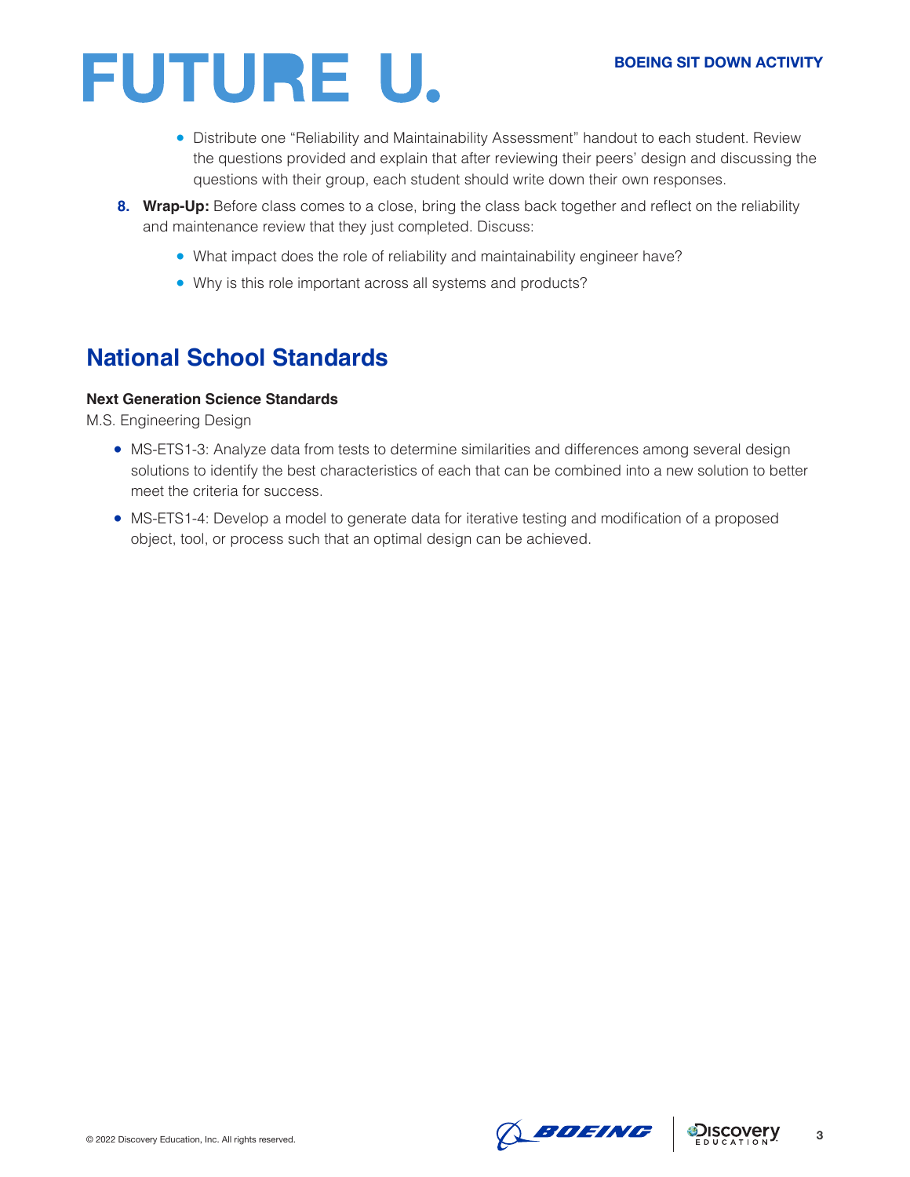- Distribute one "Reliability and Maintainability Assessment" handout to each student. Review the questions provided and explain that after reviewing their peers' design and discussing the questions with their group, each student should write down their own responses.

8. **Wrap-Up:** Before class comes to a close, bring the class back together and reflect on the reliability and maintenance review that they just completed. Discuss:
    - What impact does the role of reliability and maintainability engineer have?
    - Why is this role important across all systems and products?

## National School Standards

**Next Generation Science Standards**

M.S. Engineering Design

- MS-ETS1-3: Analyze data from tests to determine similarities and differences among several design solutions to identify the best characteristics of each that can be combined into a new solution to better meet the criteria for success.
- MS-ETS1-4: Develop a model to generate data for iterative testing and modification of a proposed object, tool, or process such that an optimal design can be achieved.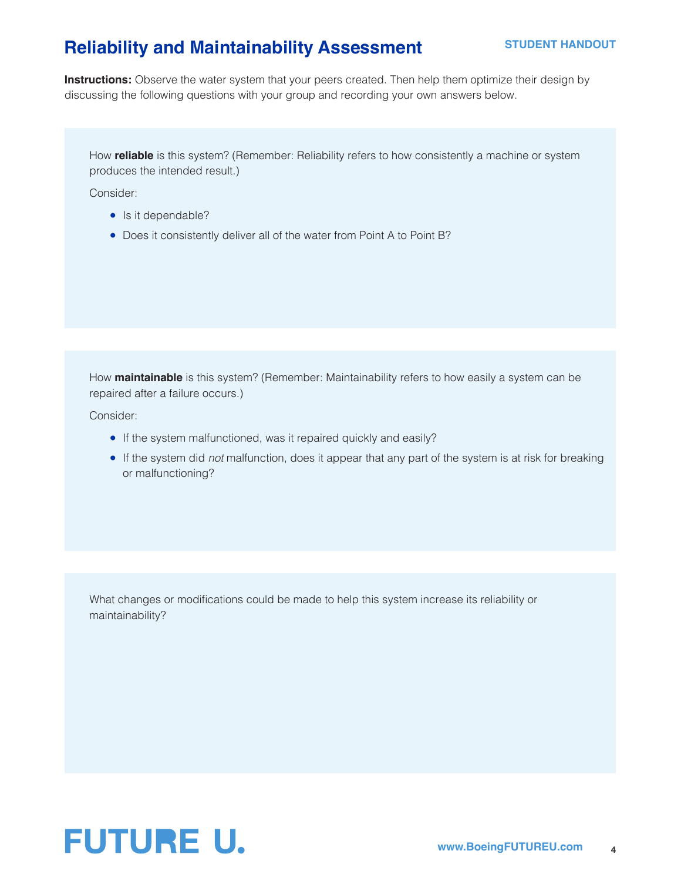# Reliability and Maintainability Assessment

**STUDENT HANDOUT**

**Instructions:** Observe the water system that your peers created. Then help them optimize their design by discussing the following questions with your group and recording your own answers below.

How **reliable** is this system? (Remember: Reliability refers to how consistently a machine or system produces the intended result.)

Consider:

- Is it dependable?
- Does it consistently deliver all of the water from Point A to Point B?

How **maintainable** is this system? (Remember: Maintainability refers to how easily a system can be repaired after a failure occurs.)

Consider:

- If the system malfunctioned, was it repaired quickly and easily?
- If the system did *not* malfunction, does it appear that any part of the system is at risk for breaking or malfunctioning?

What changes or modifications could be made to help this system increase its reliability or maintainability?

FUTURE U.

www.BoeingFUTUREU.com